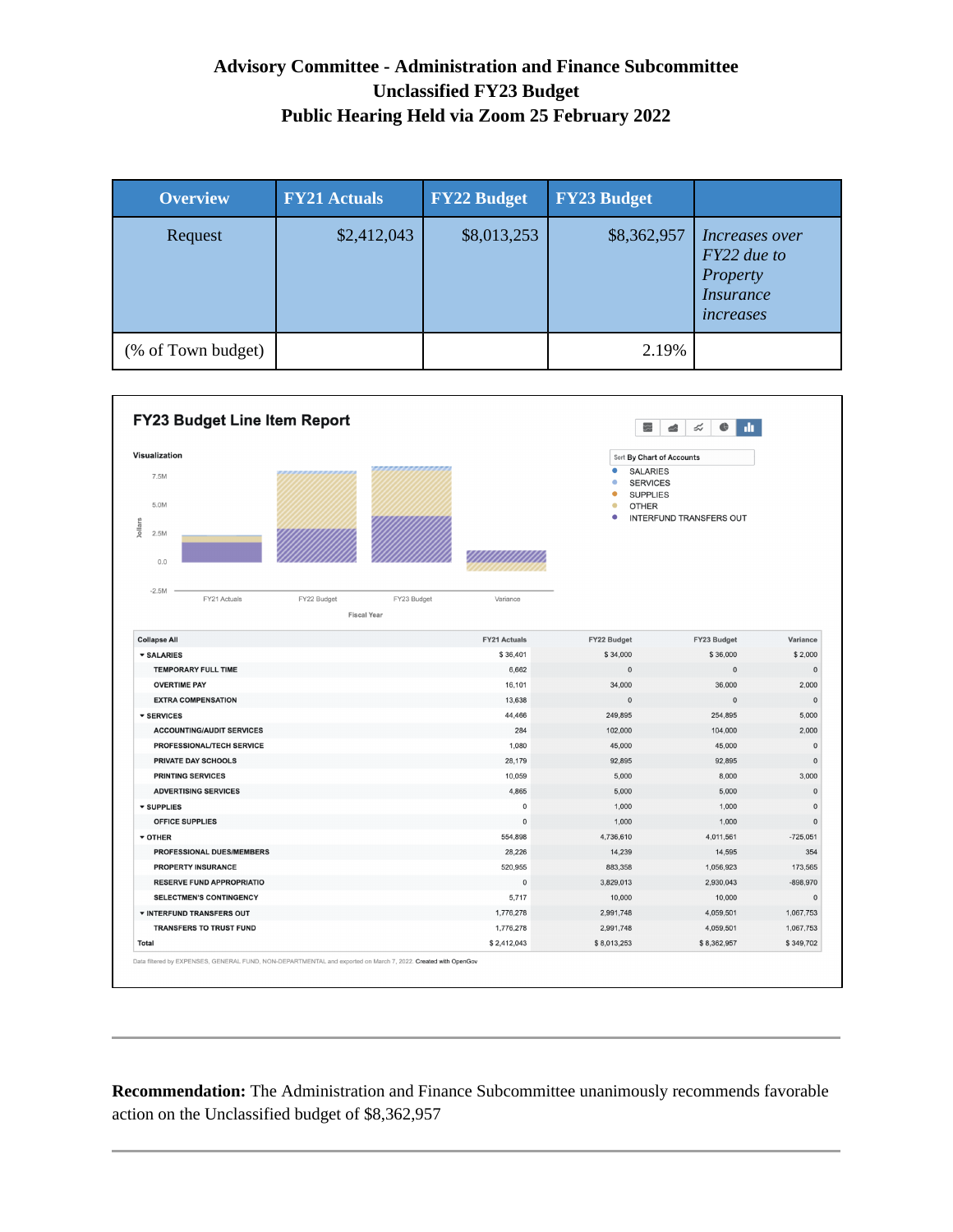# Advisory Committee - Administration and Finance Subcommittee
## Unclassified FY23 Budget
## Public Hearing Held via Zoom 25 February 2022

| Overview | FY21 Actuals | FY22 Budget | FY23 Budget | |
|---|---|---|---|---|
| Request | $2,412,043 | $8,013,253 | $8,362,957 | *Increases over FY22 due to Property Insurance increases* |
| (% of Town budget) | | | 2.19% | |

### FY23 Budget Line Item Report

Visualization

Sort By Chart of Accounts

- SALARIES
- SERVICES
- SUPPLIES
- OTHER
- INTERFUND TRANSFERS OUT

| Collapse All | FY21 Actuals | FY22 Budget | FY23 Budget | Variance |
|---|---|---|---|---|
| ▾ SALARIES | $ 36,401 | $ 34,000 | $ 36,000 | $ 2,000 |
| TEMPORARY FULL TIME | 6,662 | 0 | 0 | 0 |
| OVERTIME PAY | 16,101 | 34,000 | 36,000 | 2,000 |
| EXTRA COMPENSATION | 13,638 | 0 | 0 | 0 |
| ▾ SERVICES | 44,466 | 249,895 | 254,895 | 5,000 |
| ACCOUNTING/AUDIT SERVICES | 284 | 102,000 | 104,000 | 2,000 |
| PROFESSIONAL/TECH SERVICE | 1,080 | 45,000 | 45,000 | 0 |
| PRIVATE DAY SCHOOLS | 28,179 | 92,895 | 92,895 | 0 |
| PRINTING SERVICES | 10,059 | 5,000 | 8,000 | 3,000 |
| ADVERTISING SERVICES | 4,865 | 5,000 | 5,000 | 0 |
| ▾ SUPPLIES | 0 | 1,000 | 1,000 | 0 |
| OFFICE SUPPLIES | 0 | 1,000 | 1,000 | 0 |
| ▾ OTHER | 554,898 | 4,736,610 | 4,011,561 | -725,051 |
| PROFESSIONAL DUES/MEMBERS | 28,226 | 14,239 | 14,595 | 354 |
| PROPERTY INSURANCE | 520,955 | 883,358 | 1,056,923 | 173,565 |
| RESERVE FUND APPROPRIATIO | 0 | 3,829,013 | 2,930,043 | -898,970 |
| SELECTMEN'S CONTINGENCY | 5,717 | 10,000 | 10,000 | 0 |
| ▾ INTERFUND TRANSFERS OUT | 1,776,278 | 2,991,748 | 4,059,501 | 1,067,753 |
| TRANSFERS TO TRUST FUND | 1,776,278 | 2,991,748 | 4,059,501 | 1,067,753 |
| Total | $ 2,412,043 | $ 8,013,253 | $ 8,362,957 | $ 349,702 |

Data filtered by EXPENSES, GENERAL FUND, NON-DEPARTMENTAL and exported on March 7, 2022. Created with OpenGov

---

**Recommendation:** The Administration and Finance Subcommittee unanimously recommends favorable action on the Unclassified budget of $8,362,957

---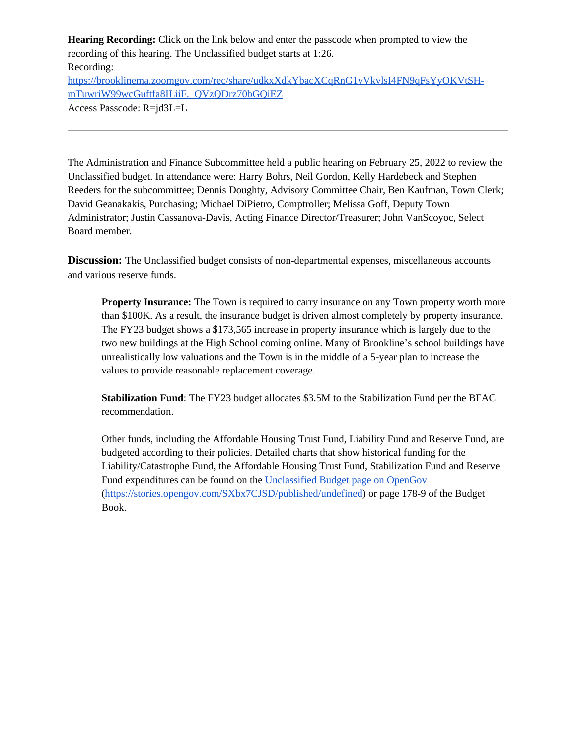**Hearing Recording:** Click on the link below and enter the passcode when prompted to view the recording of this hearing. The Unclassified budget starts at 1:26.
Recording:
[https://brooklinema.zoomgov.com/rec/share/udkxXdkYbacXCqRnG1vVkvlsI4FN9qFsYyOKVtSH-mTuwriW99wcGuftfa8ILiiF._QVzQDrz70bGQiEZ](https://brooklinema.zoomgov.com/rec/share/udkxXdkYbacXCqRnG1vVkvlsI4FN9qFsYyOKVtSH-mTuwriW99wcGuftfa8ILiiF._QVzQDrz70bGQiEZ)
Access Passcode: R=jd3L=L

---

The Administration and Finance Subcommittee held a public hearing on February 25, 2022 to review the Unclassified budget. In attendance were: Harry Bohrs, Neil Gordon, Kelly Hardebeck and Stephen Reeders for the subcommittee; Dennis Doughty, Advisory Committee Chair, Ben Kaufman, Town Clerk; David Geanakakis, Purchasing; Michael DiPietro, Comptroller; Melissa Goff, Deputy Town Administrator; Justin Cassanova-Davis, Acting Finance Director/Treasurer; John VanScoyoc, Select Board member.

**Discussion:** The Unclassified budget consists of non-departmental expenses, miscellaneous accounts and various reserve funds.

> **Property Insurance:** The Town is required to carry insurance on any Town property worth more than $100K. As a result, the insurance budget is driven almost completely by property insurance. The FY23 budget shows a $173,565 increase in property insurance which is largely due to the two new buildings at the High School coming online. Many of Brookline's school buildings have unrealistically low valuations and the Town is in the middle of a 5-year plan to increase the values to provide reasonable replacement coverage.
>
> **Stabilization Fund**: The FY23 budget allocates $3.5M to the Stabilization Fund per the BFAC recommendation.
>
> Other funds, including the Affordable Housing Trust Fund, Liability Fund and Reserve Fund, are budgeted according to their policies. Detailed charts that show historical funding for the Liability/Catastrophe Fund, the Affordable Housing Trust Fund, Stabilization Fund and Reserve Fund expenditures can be found on the [Unclassified Budget page on OpenGov](https://stories.opengov.com/SXbx7CJSD/published/undefined) ([https://stories.opengov.com/SXbx7CJSD/published/undefined](https://stories.opengov.com/SXbx7CJSD/published/undefined)) or page 178-9 of the Budget Book.